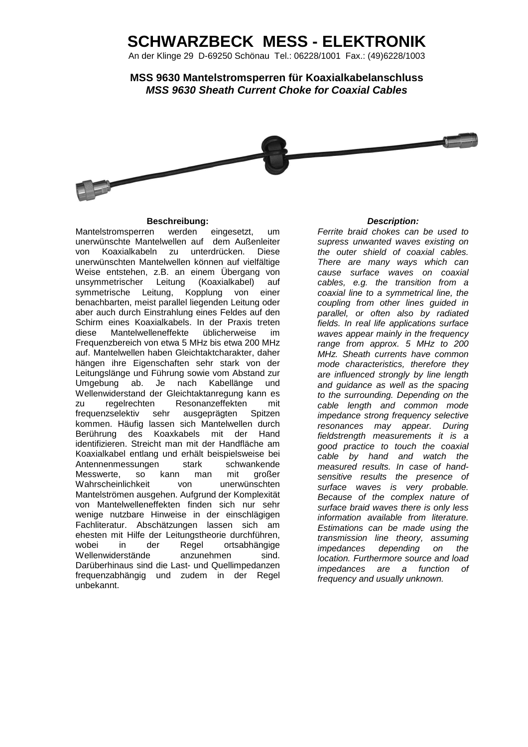# SCHWARZBECK MESS - ELEKTRONIK

An der Klinge 29 D-69250 Schönau Tel.: 06228/1001 Fax.: (49)6228/1003

## MSS 9630 Mantelstromsperren für Koaxialkabelanschluss
## *MSS 9630 Sheath Current Choke for Coaxial Cables*

### Beschreibung:

Mantelstromsperren werden eingesetzt, um unerwünschte Mantelwellen auf dem Außenleiter von Koaxialkabeln zu unterdrücken. Diese unerwünschten Mantelwellen können auf vielfältige Weise entstehen, z.B. an einem Übergang von unsymmetrischer Leitung (Koaxialkabel) auf symmetrische Leitung, Kopplung von einer benachbarten, meist parallel liegenden Leitung oder aber auch durch Einstrahlung eines Feldes auf den Schirm eines Koaxialkabels. In der Praxis treten diese Mantelwelleneffekte üblicherweise im Frequenzbereich von etwa 5 MHz bis etwa 200 MHz auf. Mantelwellen haben Gleichtaktcharakter, daher hängen ihre Eigenschaften sehr stark von der Leitungslänge und Führung sowie vom Abstand zur Umgebung ab. Je nach Kabellänge und Wellenwiderstand der Gleichtaktanregung kann es zu regelrechten Resonanzeffekten mit frequenzselektiv sehr ausgeprägten Spitzen kommen. Häufig lassen sich Mantelwellen durch Berührung des Koaxkabels mit der Hand identifizieren. Streicht man mit der Handfläche am Koaxialkabel entlang und erhält beispielsweise bei Antennenmessungen stark schwankende Messwerte, so kann man mit großer Wahrscheinlichkeit von unerwünschten Mantelströmen ausgehen. Aufgrund der Komplexität von Mantelwelleneffekten finden sich nur sehr wenige nutzbare Hinweise in der einschlägigen Fachliteratur. Abschätzungen lassen sich am ehesten mit Hilfe der Leitungstheorie durchführen, wobei in der Regel ortsabhängige Wellenwiderstände anzunehmen sind. Darüberhinaus sind die Last- und Quellimpedanzen frequenzabhängig und zudem in der Regel unbekannt.

### *Description:*

*Ferrite braid chokes can be used to supress unwanted waves existing on the outer shield of coaxial cables. There are many ways which can cause surface waves on coaxial cables, e.g. the transition from a coaxial line to a symmetrical line, the coupling from other lines guided in parallel, or often also by radiated fields. In real life applications surface waves appear mainly in the frequency range from approx. 5 MHz to 200 MHz. Sheath currents have common mode characteristics, therefore they are influenced strongly by line length and guidance as well as the spacing to the surrounding. Depending on the cable length and common mode impedance strong frequency selective resonances may appear. During fieldstrength measurements it is a good practice to touch the coaxial cable by hand and watch the measured results. In case of hand-sensitive results the presence of surface waves is very probable. Because of the complex nature of surface braid waves there is only less information available from literature. Estimations can be made using the transmission line theory, assuming impedances depending on the location. Furthermore source and load impedances are a function of frequency and usually unknown.*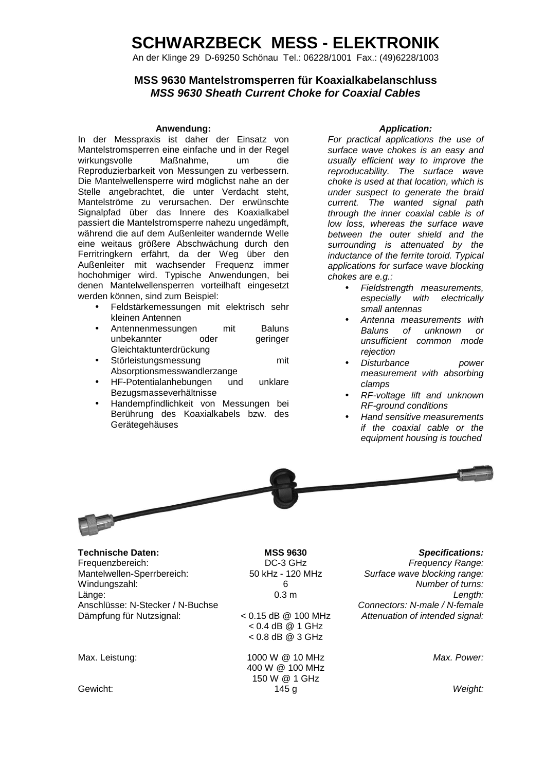# SCHWARZBECK MESS - ELEKTRONIK

An der Klinge 29 D-69250 Schönau Tel.: 06228/1001 Fax.: (49)6228/1003

## MSS 9630 Mantelstromsperren für Koaxialkabelanschluss
## *MSS 9630 Sheath Current Choke for Coaxial Cables*

### Anwendung:

In der Messpraxis ist daher der Einsatz von Mantelstromsperren eine einfache und in der Regel wirkungsvolle Maßnahme, um die Reproduzierbarkeit von Messungen zu verbessern. Die Mantelwellensperre wird möglichst nahe an der Stelle angebrachtet, die unter Verdacht steht, Mantelströme zu verursachen. Der erwünschte Signalpfad über das Innere des Koaxialkabel passiert die Mantelstromsperre nahezu ungedämpft, während die auf dem Außenleiter wandernde Welle eine weitaus größere Abschwächung durch den Ferritringkern erfährt, da der Weg über den Außenleiter mit wachsender Frequenz immer hochohmiger wird. Typische Anwendungen, bei denen Mantelwellensperren vorteilhaft eingesetzt werden können, sind zum Beispiel:

- Feldstärkemessungen mit elektrisch sehr kleinen Antennen
- Antennenmessungen mit Baluns unbekannter oder geringer Gleichtaktunterdrückung
- Störleistungsmessung mit Absorptionsmesswandlerzange
- HF-Potentialanhebungen und unklare Bezugsmasseverhältnisse
- Handempfindlichkeit von Messungen bei Berührung des Koaxialkabels bzw. des Gerätegehäuses

### *Application:*

*For practical applications the use of surface wave chokes is an easy and usually efficient way to improve the reproducability. The surface wave choke is used at that location, which is under suspect to generate the braid current. The wanted signal path through the inner coaxial cable is of low loss, whereas the surface wave between the outer shield and the surrounding is attenuated by the inductance of the ferrite toroid. Typical applications for surface wave blocking chokes are e.g.:*

- *Fieldstrength measurements, especially with electrically small antennas*
- *Antenna measurements with Baluns of unknown or unsufficient common mode rejection*
- *Disturbance power measurement with absorbing clamps*
- *RF-voltage lift and unknown RF-ground conditions*
- *Hand sensitive measurements if the coaxial cable or the equipment housing is touched*

| **Technische Daten:** | **MSS 9630** | ***Specifications:*** |
| --- | --- | --- |
| Frequenzbereich: | DC-3 GHz | *Frequency Range:* |
| Mantelwellen-Sperrbereich: | 50 kHz - 120 MHz | *Surface wave blocking range:* |
| Windungszahl: | 6 | *Number of turns:* |
| Länge: | 0.3 m | *Length:* |
| Anschlüsse: N-Stecker / N-Buchse | | *Connectors: N-male / N-female* |
| Dämpfung für Nutzsignal: | < 0.15 dB @ 100 MHz<br>< 0.4 dB @ 1 GHz<br>< 0.8 dB @ 3 GHz | *Attenuation of intended signal:* |
| Max. Leistung: | 1000 W @ 10 MHz<br>400 W @ 100 MHz<br>150 W @ 1 GHz | *Max. Power:* |
| Gewicht: | 145 g | *Weight:* |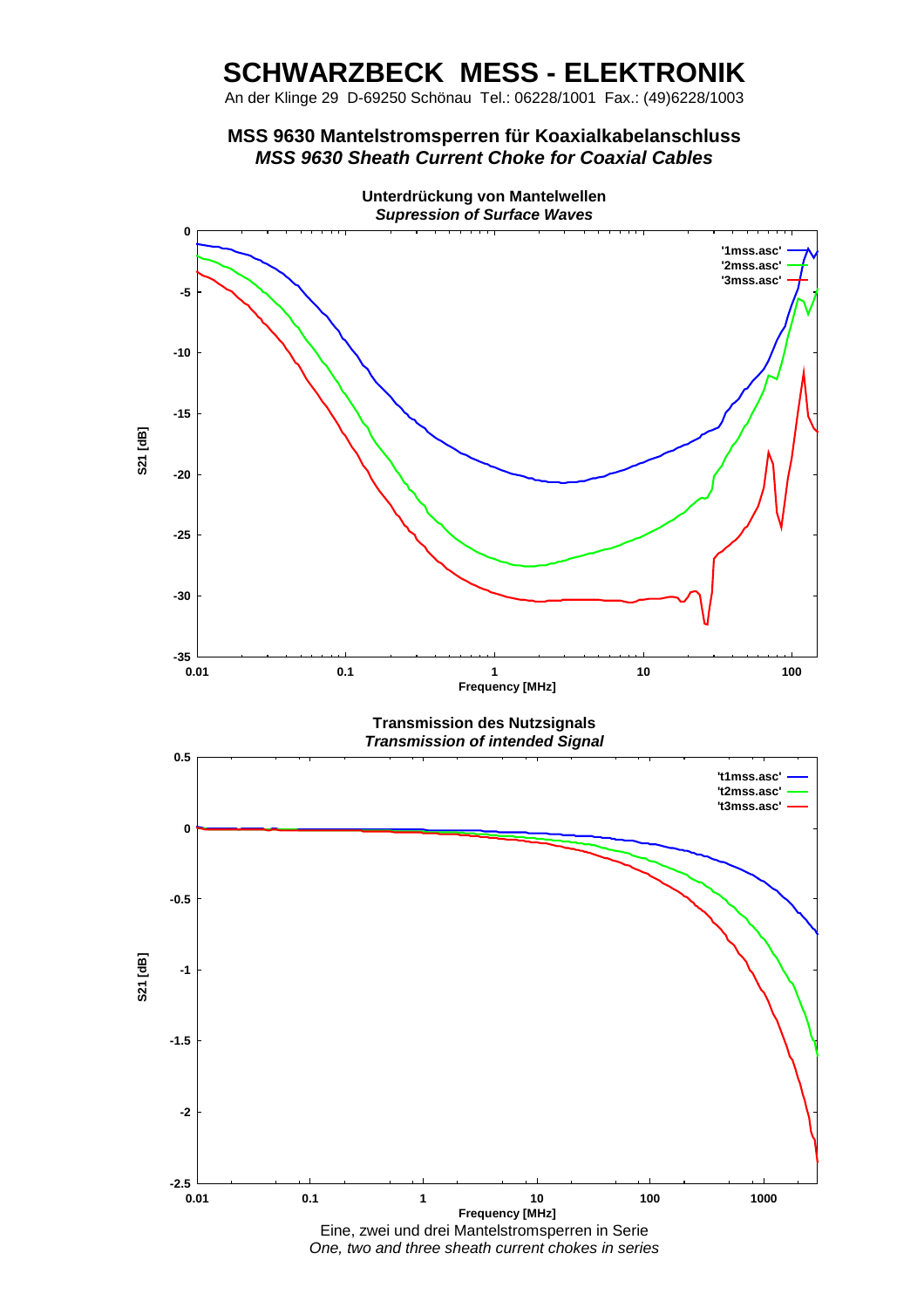# SCHWARZBECK MESS - ELEKTRONIK

An der Klinge 29 D-69250 Schönau Tel.: 06228/1001 Fax.: (49)6228/1003

## MSS 9630 Mantelstromsperren für Koaxialkabelanschluss
## *MSS 9630 Sheath Current Choke for Coaxial Cables*

**Unterdrückung von Mantelwellen**
***Supression of Surface Waves***

S21 [dB]
0
-5
-10
-15
-20
-25
-30
-35
0.01
0.1
1
10
100
Frequency [MHz]
'1mss.asc'
'2mss.asc'
'3mss.asc'

**Transmission des Nutzsignals**
***Transmission of intended Signal***

S21 [dB]
0.5
0
-0.5
-1
-1.5
-2
-2.5
0.01
0.1
1
10
100
1000
Frequency [MHz]
't1mss.asc'
't2mss.asc'
't3mss.asc'

Eine, zwei und drei Mantelstromsperren in Serie
*One, two and three sheath current chokes in series*